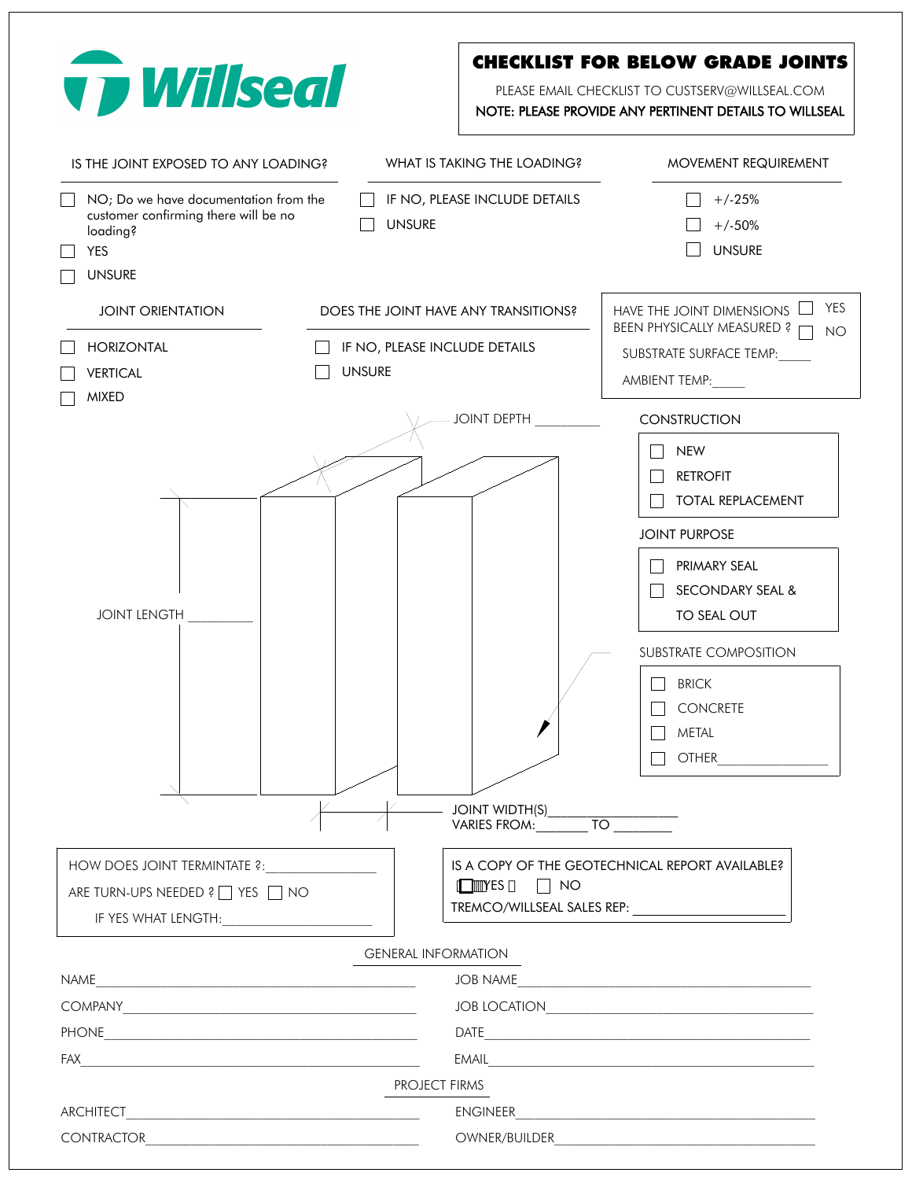Willseal

# CHECKLIST FOR BELOW GRADE JOINTS

PLEASE EMAIL CHECKLIST TO CUSTSERV@WILLSEAL.COM

NOTE: PLEASE PROVIDE ANY PERTINENT DETAILS TO WILLSEAL

**IS THE JOINT EXPOSED TO ANY LOADING?**

- ☐ NO; Do we have documentation from the customer confirming there will be no loading?
- ☐ YES
- ☐ UNSURE

**WHAT IS TAKING THE LOADING?**

- ☐ IF NO, PLEASE INCLUDE DETAILS
- ☐ UNSURE

**MOVEMENT REQUIREMENT**

- ☐ +/-25%
- ☐ +/-50%
- ☐ UNSURE

**JOINT ORIENTATION**

- ☐ HORIZONTAL
- ☐ VERTICAL
- ☐ MIXED

**DOES THE JOINT HAVE ANY TRANSITIONS?**

- ☐ IF NO, PLEASE INCLUDE DETAILS
- ☐ UNSURE

HAVE THE JOINT DIMENSIONS BEEN PHYSICALLY MEASURED ? ☐ YES ☐ NO

SUBSTRATE SURFACE TEMP:_____

AMBIENT TEMP:_____

JOINT DEPTH _________

JOINT LENGTH _________

JOINT WIDTH(S)__________________

VARIES FROM:_______ TO ________

**CONSTRUCTION**

- ☐ NEW
- ☐ RETROFIT
- ☐ TOTAL REPLACEMENT

**JOINT PURPOSE**

- ☐ PRIMARY SEAL
- ☐ SECONDARY SEAL & TO SEAL OUT

**SUBSTRATE COMPOSITION**

- ☐ BRICK
- ☐ CONCRETE
- ☐ METAL
- ☐ OTHER_______________

HOW DOES JOINT TERMINTATE ?:_______________

ARE TURN-UPS NEEDED ? ☐ YES ☐ NO

IF YES WHAT LENGTH:____________________

IS A COPY OF THE GEOTECHNICAL REPORT AVAILABLE? ☐ YES ☐ NO

TREMCO/WILLSEAL SALES REP: ___________________

## GENERAL INFORMATION

NAME_______________________________________ JOB NAME_______________________________________

COMPANY_______________________________________ JOB LOCATION_______________________________________

PHONE_______________________________________ DATE_______________________________________

FAX_______________________________________ EMAIL_______________________________________

## PROJECT FIRMS

ARCHITECT_______________________________________ ENGINEER_______________________________________

CONTRACTOR_______________________________________ OWNER/BUILDER_______________________________________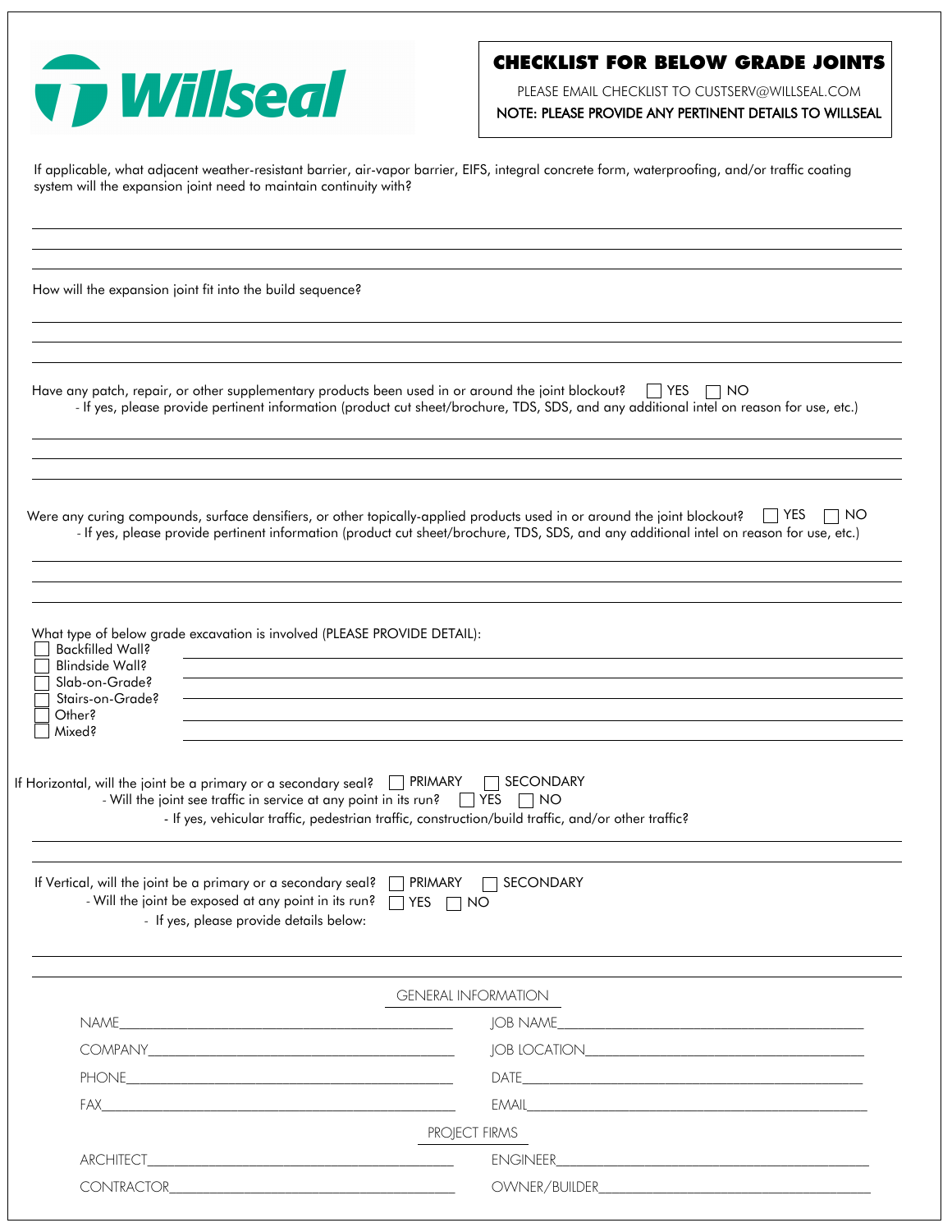Willseal

# CHECKLIST FOR BELOW GRADE JOINTS

PLEASE EMAIL CHECKLIST TO CUSTSERV@WILLSEAL.COM

NOTE: PLEASE PROVIDE ANY PERTINENT DETAILS TO WILLSEAL

If applicable, what adjacent weather-resistant barrier, air-vapor barrier, EIFS, integral concrete form, waterproofing, and/or traffic coating system will the expansion joint need to maintain continuity with?

How will the expansion joint fit into the build sequence?

Have any patch, repair, or other supplementary products been used in or around the joint blockout? ☐ YES ☐ NO

- If yes, please provide pertinent information (product cut sheet/brochure, TDS, SDS, and any additional intel on reason for use, etc.)

Were any curing compounds, surface densifiers, or other topically-applied products used in or around the joint blockout? ☐ YES ☐ NO

- If yes, please provide pertinent information (product cut sheet/brochure, TDS, SDS, and any additional intel on reason for use, etc.)

What type of below grade excavation is involved (PLEASE PROVIDE DETAIL):

☐ Backfilled Wall?
☐ Blindside Wall?
☐ Slab-on-Grade?
☐ Stairs-on-Grade?
☐ Other?
☐ Mixed?

If Horizontal, will the joint be a primary or a secondary seal? ☐ PRIMARY ☐ SECONDARY

- Will the joint see traffic in service at any point in its run? ☐ YES ☐ NO
  - If yes, vehicular traffic, pedestrian traffic, construction/build traffic, and/or other traffic?

If Vertical, will the joint be a primary or a secondary seal? ☐ PRIMARY ☐ SECONDARY

- Will the joint be exposed at any point in its run? ☐ YES ☐ NO
  - If yes, please provide details below:

## GENERAL INFORMATION

NAME\_\_\_\_\_\_\_\_\_\_ JOB NAME\_\_\_\_\_\_\_\_\_\_

COMPANY\_\_\_\_\_\_\_\_\_\_ JOB LOCATION\_\_\_\_\_\_\_\_\_\_

PHONE\_\_\_\_\_\_\_\_\_\_ DATE\_\_\_\_\_\_\_\_\_\_

FAX\_\_\_\_\_\_\_\_\_\_ EMAIL\_\_\_\_\_\_\_\_\_\_

## PROJECT FIRMS

ARCHITECT\_\_\_\_\_\_\_\_\_\_ ENGINEER\_\_\_\_\_\_\_\_\_\_

CONTRACTOR\_\_\_\_\_\_\_\_\_\_ OWNER/BUILDER\_\_\_\_\_\_\_\_\_\_